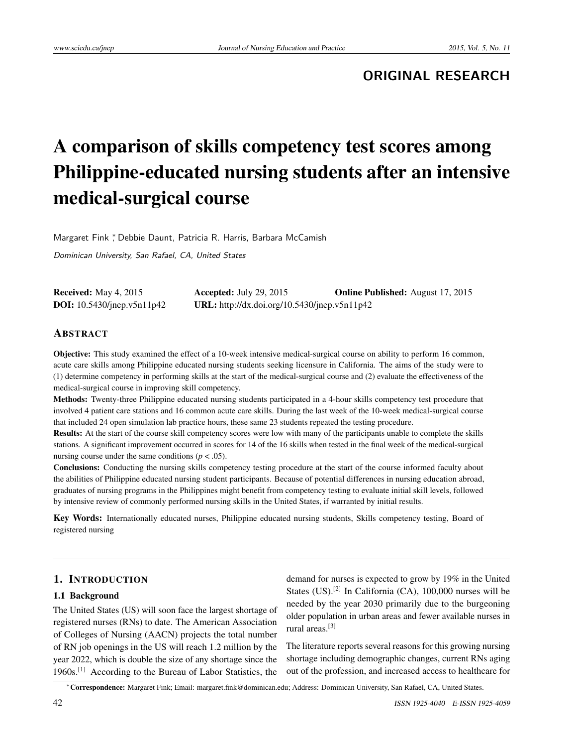ORIGINAL RESEARCH

# A comparison of skills competency test scores among Philippine-educated nursing students after an intensive medical-surgical course

Margaret Fink*, Debbie Daunt, Patricia R. Harris, Barbara McCamish

*Dominican University, San Rafael, CA, United States*

**Received:** May 4, 2015 **Accepted:** July 29, 2015 **Online Published:** August 17, 2015
**DOI:** 10.5430/jnep.v5n11p42 **URL:** http://dx.doi.org/10.5430/jnep.v5n11p42

## Abstract

**Objective:** This study examined the effect of a 10-week intensive medical-surgical course on ability to perform 16 common, acute care skills among Philippine educated nursing students seeking licensure in California. The aims of the study were to (1) determine competency in performing skills at the start of the medical-surgical course and (2) evaluate the effectiveness of the medical-surgical course in improving skill competency.

**Methods:** Twenty-three Philippine educated nursing students participated in a 4-hour skills competency test procedure that involved 4 patient care stations and 16 common acute care skills. During the last week of the 10-week medical-surgical course that included 24 open simulation lab practice hours, these same 23 students repeated the testing procedure.

**Results:** At the start of the course skill competency scores were low with many of the participants unable to complete the skills stations. A significant improvement occurred in scores for 14 of the 16 skills when tested in the final week of the medical-surgical nursing course under the same conditions ($p < .05$).

**Conclusions:** Conducting the nursing skills competency testing procedure at the start of the course informed faculty about the abilities of Philippine educated nursing student participants. Because of potential differences in nursing education abroad, graduates of nursing programs in the Philippines might benefit from competency testing to evaluate initial skill levels, followed by intensive review of commonly performed nursing skills in the United States, if warranted by initial results.

**Key Words:** Internationally educated nurses, Philippine educated nursing students, Skills competency testing, Board of registered nursing

## 1. Introduction

### 1.1 Background

The United States (US) will soon face the largest shortage of registered nurses (RNs) to date. The American Association of Colleges of Nursing (AACN) projects the total number of RN job openings in the US will reach 1.2 million by the year 2022, which is double the size of any shortage since the 1960s.[1] According to the Bureau of Labor Statistics, the demand for nurses is expected to grow by 19% in the United States (US).[2] In California (CA), 100,000 nurses will be needed by the year 2030 primarily due to the burgeoning older population in urban areas and fewer available nurses in rural areas.[3]

The literature reports several reasons for this growing nursing shortage including demographic changes, current RNs aging out of the profession, and increased access to healthcare for

*Correspondence: Margaret Fink; Email: margaret.fink@dominican.edu; Address: Dominican University, San Rafael, CA, United States.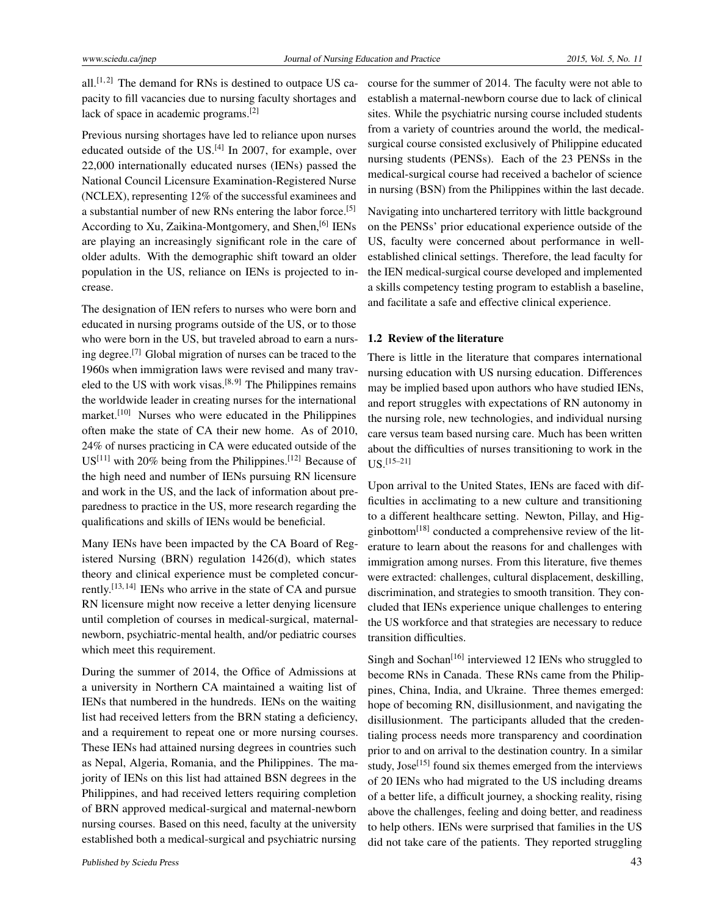all.[1, 2] The demand for RNs is destined to outpace US capacity to fill vacancies due to nursing faculty shortages and lack of space in academic programs.[2]

Previous nursing shortages have led to reliance upon nurses educated outside of the US.[4] In 2007, for example, over 22,000 internationally educated nurses (IENs) passed the National Council Licensure Examination-Registered Nurse (NCLEX), representing 12% of the successful examinees and a substantial number of new RNs entering the labor force.[5] According to Xu, Zaikina-Montgomery, and Shen,[6] IENs are playing an increasingly significant role in the care of older adults. With the demographic shift toward an older population in the US, reliance on IENs is projected to increase.

The designation of IEN refers to nurses who were born and educated in nursing programs outside of the US, or to those who were born in the US, but traveled abroad to earn a nursing degree.[7] Global migration of nurses can be traced to the 1960s when immigration laws were revised and many traveled to the US with work visas.[8, 9] The Philippines remains the worldwide leader in creating nurses for the international market.[10] Nurses who were educated in the Philippines often make the state of CA their new home. As of 2010, 24% of nurses practicing in CA were educated outside of the US[11] with 20% being from the Philippines.[12] Because of the high need and number of IENs pursuing RN licensure and work in the US, and the lack of information about preparedness to practice in the US, more research regarding the qualifications and skills of IENs would be beneficial.

Many IENs have been impacted by the CA Board of Registered Nursing (BRN) regulation 1426(d), which states theory and clinical experience must be completed concurrently.[13, 14] IENs who arrive in the state of CA and pursue RN licensure might now receive a letter denying licensure until completion of courses in medical-surgical, maternal-newborn, psychiatric-mental health, and/or pediatric courses which meet this requirement.

During the summer of 2014, the Office of Admissions at a university in Northern CA maintained a waiting list of IENs that numbered in the hundreds. IENs on the waiting list had received letters from the BRN stating a deficiency, and a requirement to repeat one or more nursing courses. These IENs had attained nursing degrees in countries such as Nepal, Algeria, Romania, and the Philippines. The majority of IENs on this list had attained BSN degrees in the Philippines, and had received letters requiring completion of BRN approved medical-surgical and maternal-newborn nursing courses. Based on this need, faculty at the university established both a medical-surgical and psychiatric nursing course for the summer of 2014. The faculty were not able to establish a maternal-newborn course due to lack of clinical sites. While the psychiatric nursing course included students from a variety of countries around the world, the medical-surgical course consisted exclusively of Philippine educated nursing students (PENSs). Each of the 23 PENSs in the medical-surgical course had received a bachelor of science in nursing (BSN) from the Philippines within the last decade.

Navigating into unchartered territory with little background on the PENSs' prior educational experience outside of the US, faculty were concerned about performance in well-established clinical settings. Therefore, the lead faculty for the IEN medical-surgical course developed and implemented a skills competency testing program to establish a baseline, and facilitate a safe and effective clinical experience.

### 1.2 Review of the literature

There is little in the literature that compares international nursing education with US nursing education. Differences may be implied based upon authors who have studied IENs, and report struggles with expectations of RN autonomy in the nursing role, new technologies, and individual nursing care versus team based nursing care. Much has been written about the difficulties of nurses transitioning to work in the US.[15–21]

Upon arrival to the United States, IENs are faced with difficulties in acclimating to a new culture and transitioning to a different healthcare setting. Newton, Pillay, and Higginbottom[18] conducted a comprehensive review of the literature to learn about the reasons for and challenges with immigration among nurses. From this literature, five themes were extracted: challenges, cultural displacement, deskilling, discrimination, and strategies to smooth transition. They concluded that IENs experience unique challenges to entering the US workforce and that strategies are necessary to reduce transition difficulties.

Singh and Sochan[16] interviewed 12 IENs who struggled to become RNs in Canada. These RNs came from the Philippines, China, India, and Ukraine. Three themes emerged: hope of becoming RN, disillusionment, and navigating the disillusionment. The participants alluded that the credentialing process needs more transparency and coordination prior to and on arrival to the destination country. In a similar study, Jose[15] found six themes emerged from the interviews of 20 IENs who had migrated to the US including dreams of a better life, a difficult journey, a shocking reality, rising above the challenges, feeling and doing better, and readiness to help others. IENs were surprised that families in the US did not take care of the patients. They reported struggling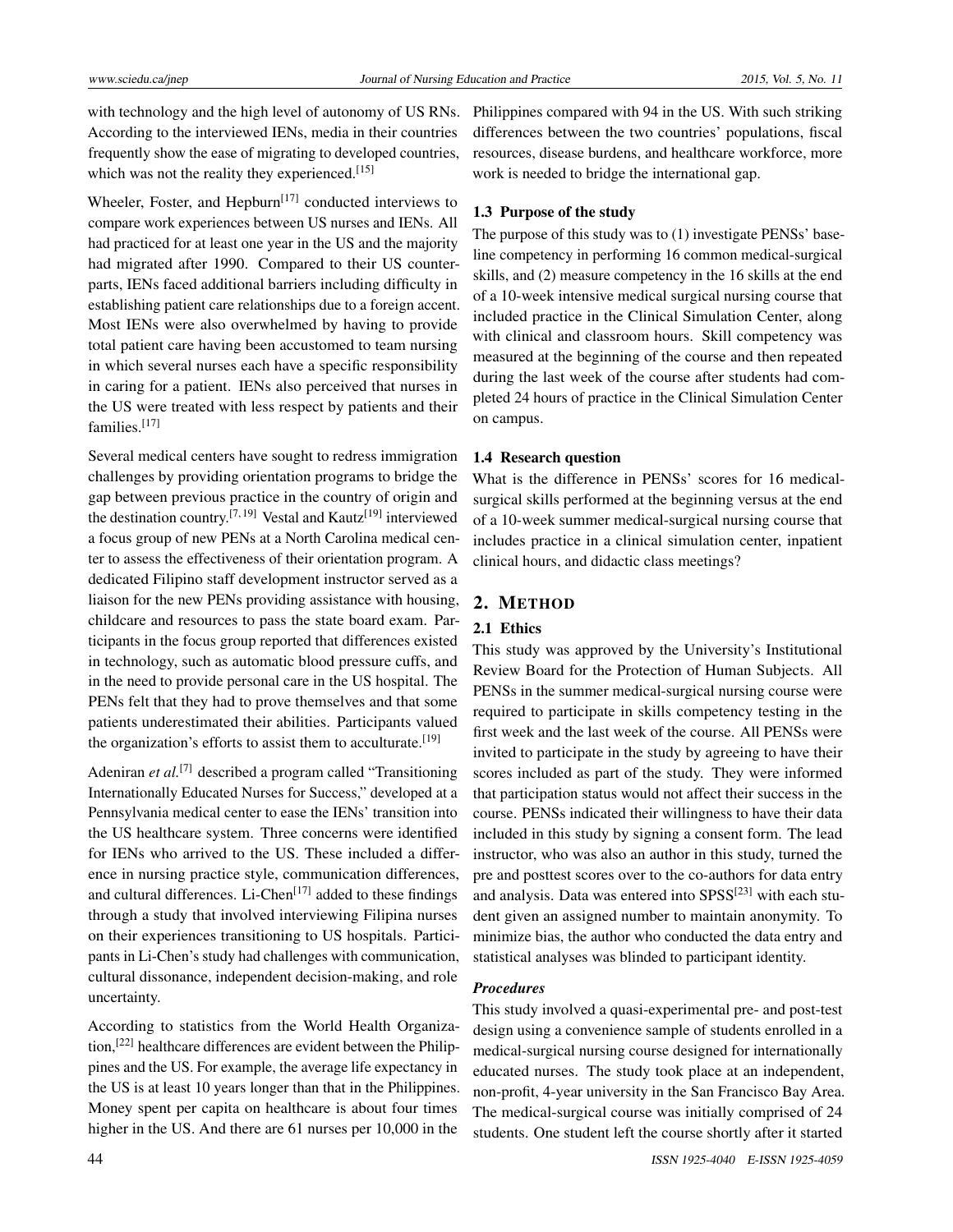with technology and the high level of autonomy of US RNs. According to the interviewed IENs, media in their countries frequently show the ease of migrating to developed countries, which was not the reality they experienced.[15]

Wheeler, Foster, and Hepburn[17] conducted interviews to compare work experiences between US nurses and IENs. All had practiced for at least one year in the US and the majority had migrated after 1990. Compared to their US counterparts, IENs faced additional barriers including difficulty in establishing patient care relationships due to a foreign accent. Most IENs were also overwhelmed by having to provide total patient care having been accustomed to team nursing in which several nurses each have a specific responsibility in caring for a patient. IENs also perceived that nurses in the US were treated with less respect by patients and their families.[17]

Several medical centers have sought to redress immigration challenges by providing orientation programs to bridge the gap between previous practice in the country of origin and the destination country.[7,19] Vestal and Kautz[19] interviewed a focus group of new PENs at a North Carolina medical center to assess the effectiveness of their orientation program. A dedicated Filipino staff development instructor served as a liaison for the new PENs providing assistance with housing, childcare and resources to pass the state board exam. Participants in the focus group reported that differences existed in technology, such as automatic blood pressure cuffs, and in the need to provide personal care in the US hospital. The PENs felt that they had to prove themselves and that some patients underestimated their abilities. Participants valued the organization's efforts to assist them to acculturate.[19]

Adeniran *et al.*[7] described a program called "Transitioning Internationally Educated Nurses for Success," developed at a Pennsylvania medical center to ease the IENs' transition into the US healthcare system. Three concerns were identified for IENs who arrived to the US. These included a difference in nursing practice style, communication differences, and cultural differences. Li-Chen[17] added to these findings through a study that involved interviewing Filipina nurses on their experiences transitioning to US hospitals. Participants in Li-Chen's study had challenges with communication, cultural dissonance, independent decision-making, and role uncertainty.

According to statistics from the World Health Organization,[22] healthcare differences are evident between the Philippines and the US. For example, the average life expectancy in the US is at least 10 years longer than that in the Philippines. Money spent per capita on healthcare is about four times higher in the US. And there are 61 nurses per 10,000 in the Philippines compared with 94 in the US. With such striking differences between the two countries' populations, fiscal resources, disease burdens, and healthcare workforce, more work is needed to bridge the international gap.

### 1.3 Purpose of the study

The purpose of this study was to (1) investigate PENSs' baseline competency in performing 16 common medical-surgical skills, and (2) measure competency in the 16 skills at the end of a 10-week intensive medical surgical nursing course that included practice in the Clinical Simulation Center, along with clinical and classroom hours. Skill competency was measured at the beginning of the course and then repeated during the last week of the course after students had completed 24 hours of practice in the Clinical Simulation Center on campus.

### 1.4 Research question

What is the difference in PENSs' scores for 16 medical-surgical skills performed at the beginning versus at the end of a 10-week summer medical-surgical nursing course that includes practice in a clinical simulation center, inpatient clinical hours, and didactic class meetings?

## 2. Method

### 2.1 Ethics

This study was approved by the University's Institutional Review Board for the Protection of Human Subjects. All PENSs in the summer medical-surgical nursing course were required to participate in skills competency testing in the first week and the last week of the course. All PENSs were invited to participate in the study by agreeing to have their scores included as part of the study. They were informed that participation status would not affect their success in the course. PENSs indicated their willingness to have their data included in this study by signing a consent form. The lead instructor, who was also an author in this study, turned the pre and posttest scores over to the co-authors for data entry and analysis. Data was entered into SPSS[23] with each student given an assigned number to maintain anonymity. To minimize bias, the author who conducted the data entry and statistical analyses was blinded to participant identity.

#### *Procedures*

This study involved a quasi-experimental pre- and post-test design using a convenience sample of students enrolled in a medical-surgical nursing course designed for internationally educated nurses. The study took place at an independent, non-profit, 4-year university in the San Francisco Bay Area. The medical-surgical course was initially comprised of 24 students. One student left the course shortly after it started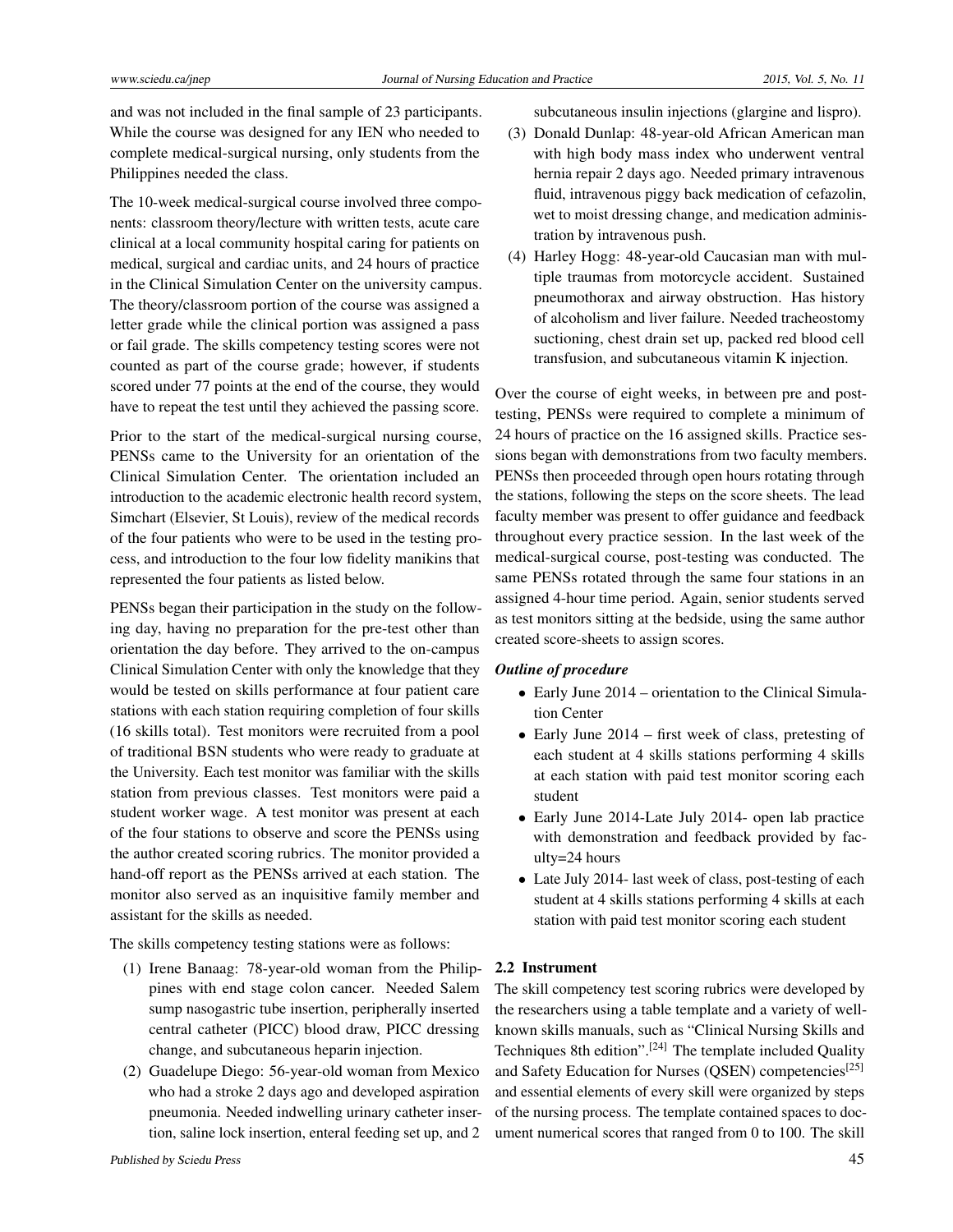and was not included in the final sample of 23 participants. While the course was designed for any IEN who needed to complete medical-surgical nursing, only students from the Philippines needed the class.

The 10-week medical-surgical course involved three components: classroom theory/lecture with written tests, acute care clinical at a local community hospital caring for patients on medical, surgical and cardiac units, and 24 hours of practice in the Clinical Simulation Center on the university campus. The theory/classroom portion of the course was assigned a letter grade while the clinical portion was assigned a pass or fail grade. The skills competency testing scores were not counted as part of the course grade; however, if students scored under 77 points at the end of the course, they would have to repeat the test until they achieved the passing score.

Prior to the start of the medical-surgical nursing course, PENSs came to the University for an orientation of the Clinical Simulation Center. The orientation included an introduction to the academic electronic health record system, Simchart (Elsevier, St Louis), review of the medical records of the four patients who were to be used in the testing process, and introduction to the four low fidelity manikins that represented the four patients as listed below.

PENSs began their participation in the study on the following day, having no preparation for the pre-test other than orientation the day before. They arrived to the on-campus Clinical Simulation Center with only the knowledge that they would be tested on skills performance at four patient care stations with each station requiring completion of four skills (16 skills total). Test monitors were recruited from a pool of traditional BSN students who were ready to graduate at the University. Each test monitor was familiar with the skills station from previous classes. Test monitors were paid a student worker wage. A test monitor was present at each of the four stations to observe and score the PENSs using the author created scoring rubrics. The monitor provided a hand-off report as the PENSs arrived at each station. The monitor also served as an inquisitive family member and assistant for the skills as needed.

The skills competency testing stations were as follows:

(1) Irene Banaag: 78-year-old woman from the Philippines with end stage colon cancer. Needed Salem sump nasogastric tube insertion, peripherally inserted central catheter (PICC) blood draw, PICC dressing change, and subcutaneous heparin injection.

(2) Guadelupe Diego: 56-year-old woman from Mexico who had a stroke 2 days ago and developed aspiration pneumonia. Needed indwelling urinary catheter insertion, saline lock insertion, enteral feeding set up, and 2 subcutaneous insulin injections (glargine and lispro).

(3) Donald Dunlap: 48-year-old African American man with high body mass index who underwent ventral hernia repair 2 days ago. Needed primary intravenous fluid, intravenous piggy back medication of cefazolin, wet to moist dressing change, and medication administration by intravenous push.

(4) Harley Hogg: 48-year-old Caucasian man with multiple traumas from motorcycle accident. Sustained pneumothorax and airway obstruction. Has history of alcoholism and liver failure. Needed tracheostomy suctioning, chest drain set up, packed red blood cell transfusion, and subcutaneous vitamin K injection.

Over the course of eight weeks, in between pre and post-testing, PENSs were required to complete a minimum of 24 hours of practice on the 16 assigned skills. Practice sessions began with demonstrations from two faculty members. PENSs then proceeded through open hours rotating through the stations, following the steps on the score sheets. The lead faculty member was present to offer guidance and feedback throughout every practice session. In the last week of the medical-surgical course, post-testing was conducted. The same PENSs rotated through the same four stations in an assigned 4-hour time period. Again, senior students served as test monitors sitting at the bedside, using the same author created score-sheets to assign scores.

***Outline of procedure***

- Early June 2014 – orientation to the Clinical Simulation Center
- Early June 2014 – first week of class, pretesting of each student at 4 skills stations performing 4 skills at each station with paid test monitor scoring each student
- Early June 2014-Late July 2014- open lab practice with demonstration and feedback provided by faculty=24 hours
- Late July 2014- last week of class, post-testing of each student at 4 skills stations performing 4 skills at each station with paid test monitor scoring each student

### 2.2 Instrument

The skill competency test scoring rubrics were developed by the researchers using a table template and a variety of well-known skills manuals, such as "Clinical Nursing Skills and Techniques 8th edition".[24] The template included Quality and Safety Education for Nurses (QSEN) competencies[25] and essential elements of every skill were organized by steps of the nursing process. The template contained spaces to document numerical scores that ranged from 0 to 100. The skill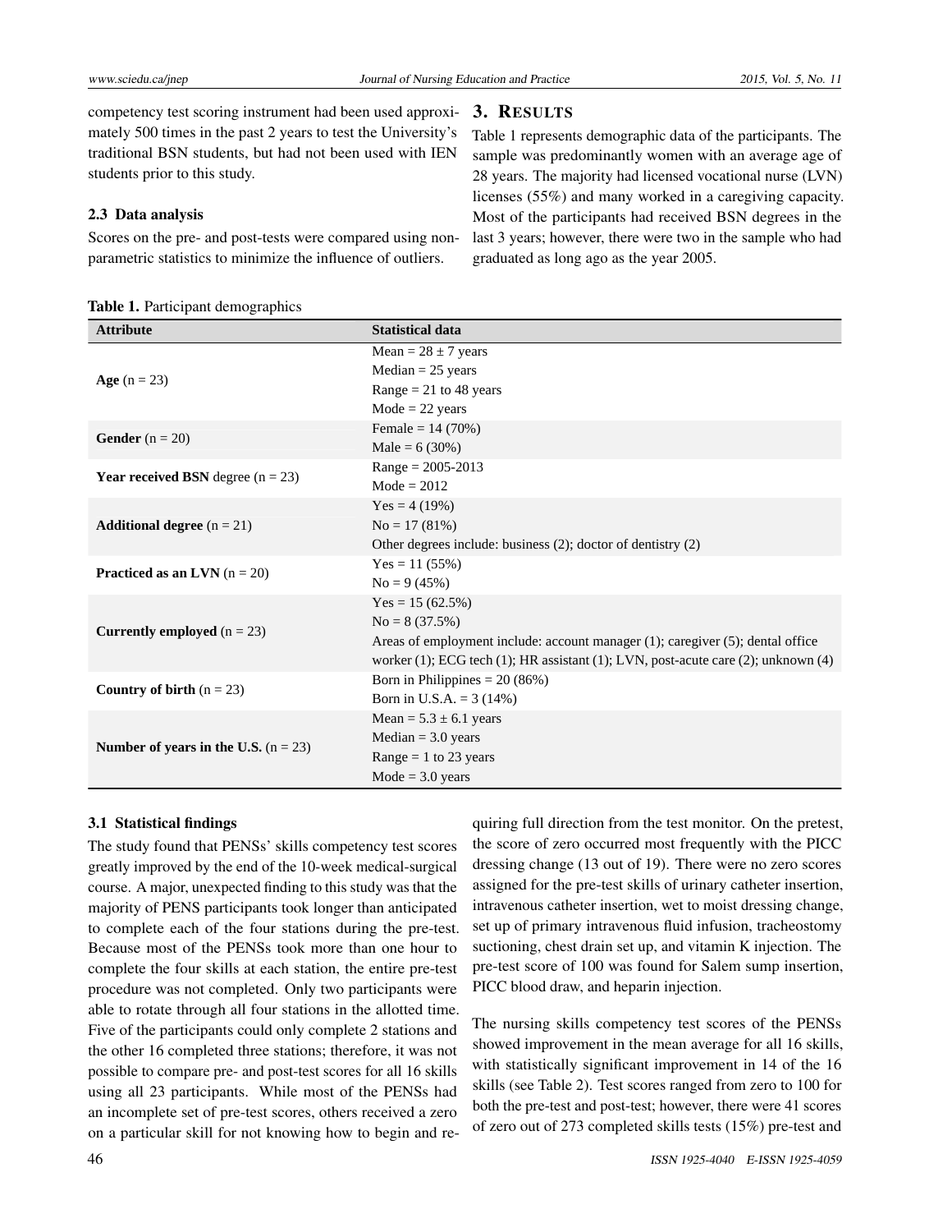competency test scoring instrument had been used approximately 500 times in the past 2 years to test the University's traditional BSN students, but had not been used with IEN students prior to this study.

### 2.3 Data analysis

Scores on the pre- and post-tests were compared using non-parametric statistics to minimize the influence of outliers.

## 3. Results

Table 1 represents demographic data of the participants. The sample was predominantly women with an average age of 28 years. The majority had licensed vocational nurse (LVN) licenses (55%) and many worked in a caregiving capacity. Most of the participants had received BSN degrees in the last 3 years; however, there were two in the sample who had graduated as long ago as the year 2005.

**Table 1.** Participant demographics

| Attribute | Statistical data |
|---|---|
| **Age** (n = 23) | Mean = 28 ± 7 years<br>Median = 25 years<br>Range = 21 to 48 years<br>Mode = 22 years |
| **Gender** (n = 20) | Female = 14 (70%)<br>Male = 6 (30%) |
| **Year received BSN** degree (n = 23) | Range = 2005-2013<br>Mode = 2012 |
| **Additional degree** (n = 21) | Yes = 4 (19%)<br>No = 17 (81%)<br>Other degrees include: business (2); doctor of dentistry (2) |
| **Practiced as an LVN** (n = 20) | Yes = 11 (55%)<br>No = 9 (45%) |
| **Currently employed** (n = 23) | Yes = 15 (62.5%)<br>No = 8 (37.5%)<br>Areas of employment include: account manager (1); caregiver (5); dental office worker (1); ECG tech (1); HR assistant (1); LVN, post-acute care (2); unknown (4) |
| **Country of birth** (n = 23) | Born in Philippines = 20 (86%)<br>Born in U.S.A. = 3 (14%) |
| **Number of years in the U.S.** (n = 23) | Mean = 5.3 ± 6.1 years<br>Median = 3.0 years<br>Range = 1 to 23 years<br>Mode = 3.0 years |

### 3.1 Statistical findings

The study found that PENSs' skills competency test scores greatly improved by the end of the 10-week medical-surgical course. A major, unexpected finding to this study was that the majority of PENS participants took longer than anticipated to complete each of the four stations during the pre-test. Because most of the PENSs took more than one hour to complete the four skills at each station, the entire pre-test procedure was not completed. Only two participants were able to rotate through all four stations in the allotted time. Five of the participants could only complete 2 stations and the other 16 completed three stations; therefore, it was not possible to compare pre- and post-test scores for all 16 skills using all 23 participants. While most of the PENSs had an incomplete set of pre-test scores, others received a zero on a particular skill for not knowing how to begin and requiring full direction from the test monitor. On the pretest, the score of zero occurred most frequently with the PICC dressing change (13 out of 19). There were no zero scores assigned for the pre-test skills of urinary catheter insertion, intravenous catheter insertion, wet to moist dressing change, set up of primary intravenous fluid infusion, tracheostomy suctioning, chest drain set up, and vitamin K injection. The pre-test score of 100 was found for Salem sump insertion, PICC blood draw, and heparin injection.

The nursing skills competency test scores of the PENSs showed improvement in the mean average for all 16 skills, with statistically significant improvement in 14 of the 16 skills (see Table 2). Test scores ranged from zero to 100 for both the pre-test and post-test; however, there were 41 scores of zero out of 273 completed skills tests (15%) pre-test and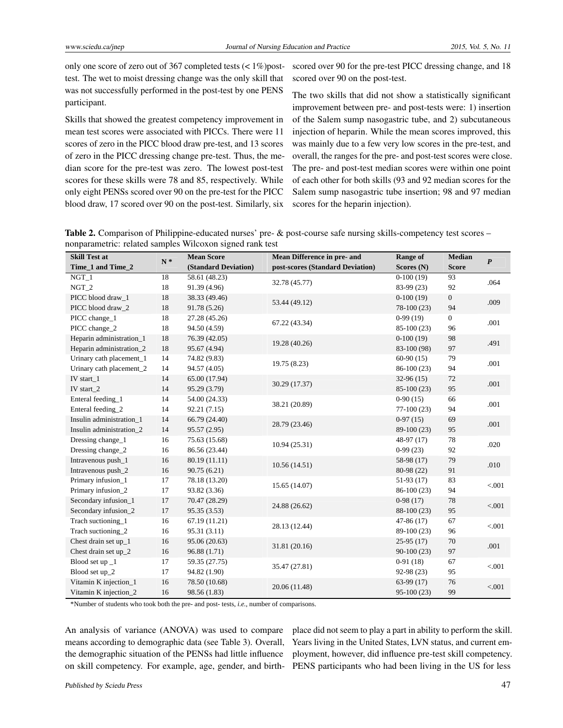only one score of zero out of 367 completed tests (< 1%) post-test. The wet to moist dressing change was the only skill that was not successfully performed in the post-test by one PENS participant.

Skills that showed the greatest competency improvement in mean test scores were associated with PICCs. There were 11 scores of zero in the PICC blood draw pre-test, and 13 scores of zero in the PICC dressing change pre-test. Thus, the median score for the pre-test was zero. The lowest post-test scores for these skills were 78 and 85, respectively. While only eight PENSs scored over 90 on the pre-test for the PICC blood draw, 17 scored over 90 on the post-test. Similarly, six scored over 90 for the pre-test PICC dressing change, and 18 scored over 90 on the post-test.

The two skills that did not show a statistically significant improvement between pre- and post-tests were: 1) insertion of the Salem sump nasogastric tube, and 2) subcutaneous injection of heparin. While the mean scores improved, this was mainly due to a few very low scores in the pre-test, and overall, the ranges for the pre- and post-test scores were close. The pre- and post-test median scores were within one point of each other for both skills (93 and 92 median scores for the Salem sump nasogastric tube insertion; 98 and 97 median scores for the heparin injection).

**Table 2.** Comparison of Philippine-educated nurses' pre- & post-course safe nursing skills-competency test scores – nonparametric: related samples Wilcoxon signed rank test

| Skill Test at Time_1 and Time_2 | N * | Mean Score (Standard Deviation) | Mean Difference in pre- and post-scores (Standard Deviation) | Range of Scores (N) | Median Score | *P* |
|---|---|---|---|---|---|---|
| NGT_1 | 18 | 58.61 (48.23) | 32.78 (45.77) | 0-100 (19) | 93 | .064 |
| NGT_2 | 18 | 91.39 (4.96) | | 83-99 (23) | 92 | |
| PICC blood draw_1 | 18 | 38.33 (49.46) | 53.44 (49.12) | 0-100 (19) | 0 | .009 |
| PICC blood draw_2 | 18 | 91.78 (5.26) | | 78-100 (23) | 94 | |
| PICC change_1 | 18 | 27.28 (45.26) | 67.22 (43.34) | 0-99 (19) | 0 | .001 |
| PICC change_2 | 18 | 94.50 (4.59) | | 85-100 (23) | 96 | |
| Heparin administration_1 | 18 | 76.39 (42.05) | 19.28 (40.26) | 0-100 (19) | 98 | .491 |
| Heparin administration_2 | 18 | 95.67 (4.94) | | 83-100 (98) | 97 | |
| Urinary cath placement_1 | 14 | 74.82 (9.83) | 19.75 (8.23) | 60-90 (15) | 79 | .001 |
| Urinary cath placement_2 | 14 | 94.57 (4.05) | | 86-100 (23) | 94 | |
| IV start_1 | 14 | 65.00 (17.94) | 30.29 (17.37) | 32-96 (15) | 72 | .001 |
| IV start_2 | 14 | 95.29 (3.79) | | 85-100 (23) | 95 | |
| Enteral feeding_1 | 14 | 54.00 (24.33) | 38.21 (20.89) | 0-90 (15) | 66 | .001 |
| Enteral feeding_2 | 14 | 92.21 (7.15) | | 77-100 (23) | 94 | |
| Insulin administration_1 | 14 | 66.79 (24.40) | 28.79 (23.46) | 0-97 (15) | 69 | .001 |
| Insulin administration_2 | 14 | 95.57 (2.95) | | 89-100 (23) | 95 | |
| Dressing change_1 | 16 | 75.63 (15.68) | 10.94 (25.31) | 48-97 (17) | 78 | .020 |
| Dressing change_2 | 16 | 86.56 (23.44) | | 0-99 (23) | 92 | |
| Intravenous push_1 | 16 | 80.19 (11.11) | 10.56 (14.51) | 58-98 (17) | 79 | .010 |
| Intravenous push_2 | 16 | 90.75 (6.21) | | 80-98 (22) | 91 | |
| Primary infusion_1 | 17 | 78.18 (13.20) | 15.65 (14.07) | 51-93 (17) | 83 | <.001 |
| Primary infusion_2 | 17 | 93.82 (3.36) | | 86-100 (23) | 94 | |
| Secondary infusion_1 | 17 | 70.47 (28.29) | 24.88 (26.62) | 0-98 (17) | 78 | <.001 |
| Secondary infusion_2 | 17 | 95.35 (3.53) | | 88-100 (23) | 95 | |
| Trach suctioning_1 | 16 | 67.19 (11.21) | 28.13 (12.44) | 47-86 (17) | 67 | <.001 |
| Trach suctioning_2 | 16 | 95.31 (3.11) | | 89-100 (23) | 96 | |
| Chest drain set up_1 | 16 | 95.06 (20.63) | 31.81 (20.16) | 25-95 (17) | 70 | .001 |
| Chest drain set up_2 | 16 | 96.88 (1.71) | | 90-100 (23) | 97 | |
| Blood set up _1 | 17 | 59.35 (27.75) | 35.47 (27.81) | 0-91 (18) | 67 | <.001 |
| Blood set up_2 | 17 | 94.82 (1.90) | | 92-98 (23) | 95 | |
| Vitamin K injection_1 | 16 | 78.50 (10.68) | 20.06 (11.48) | 63-99 (17) | 76 | <.001 |
| Vitamin K injection_2 | 16 | 98.56 (1.83) | | 95-100 (23) | 99 | |

*Number of students who took both the pre- and post- tests, *i.e.*, number of comparisons.

An analysis of variance (ANOVA) was used to compare means according to demographic data (see Table 3). Overall, the demographic situation of the PENSs had little influence on skill competency. For example, age, gender, and birthplace did not seem to play a part in ability to perform the skill. Years living in the United States, LVN status, and current employment, however, did influence pre-test skill competency. PENS participants who had been living in the US for less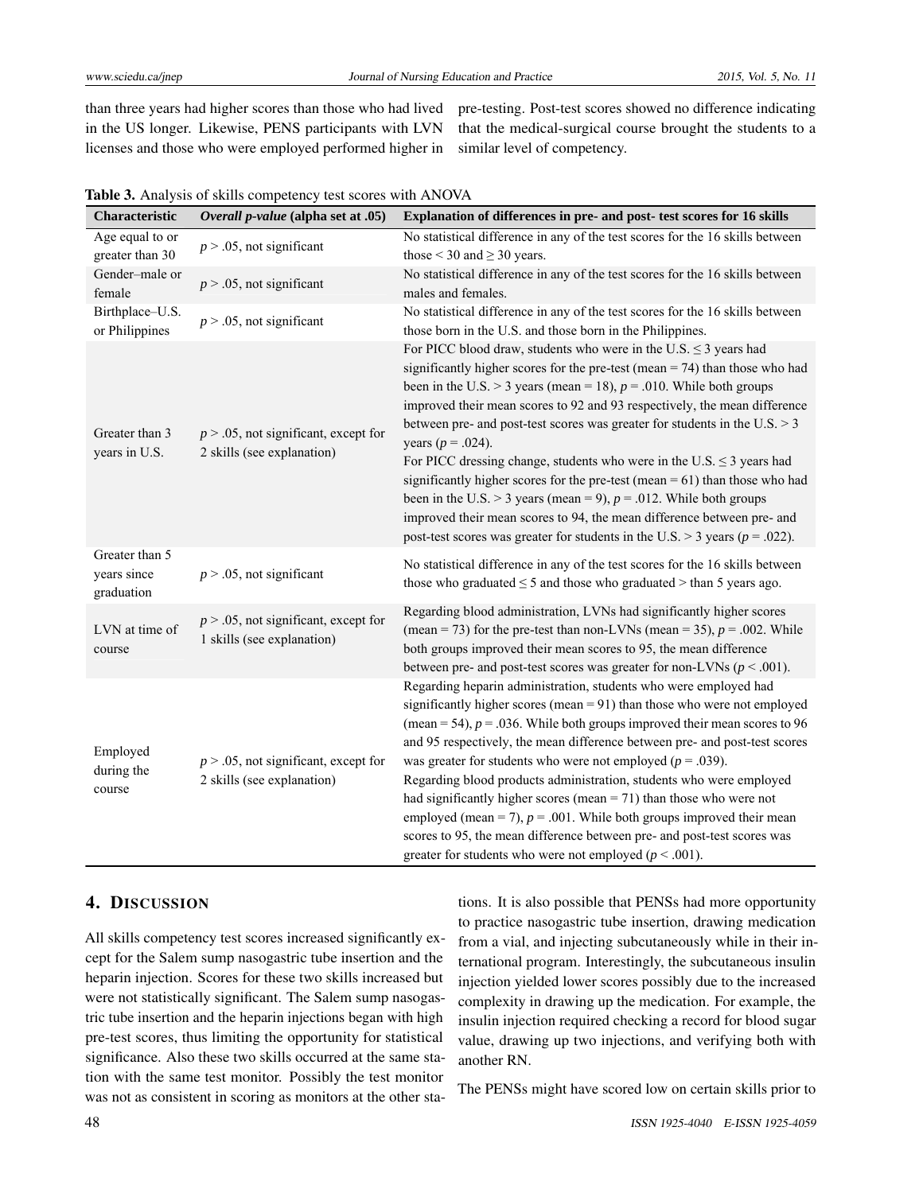than three years had higher scores than those who had lived in the US longer. Likewise, PENS participants with LVN licenses and those who were employed performed higher in pre-testing. Post-test scores showed no difference indicating that the medical-surgical course brought the students to a similar level of competency.

**Table 3.** Analysis of skills competency test scores with ANOVA

| Characteristic | *Overall p-value* (alpha set at .05) | Explanation of differences in pre- and post- test scores for 16 skills |
|---|---|---|
| Age equal to or greater than 30 | $p > .05$, not significant | No statistical difference in any of the test scores for the 16 skills between those < 30 and ≥ 30 years. |
| Gender–male or female | $p > .05$, not significant | No statistical difference in any of the test scores for the 16 skills between males and females. |
| Birthplace–U.S. or Philippines | $p > .05$, not significant | No statistical difference in any of the test scores for the 16 skills between those born in the U.S. and those born in the Philippines. |
| Greater than 3 years in U.S. | $p > .05$, not significant, except for 2 skills (see explanation) | For PICC blood draw, students who were in the U.S. ≤ 3 years had significantly higher scores for the pre-test (mean = 74) than those who had been in the U.S. > 3 years (mean = 18), $p = .010$. While both groups improved their mean scores to 92 and 93 respectively, the mean difference between pre- and post-test scores was greater for students in the U.S. > 3 years ($p = .024$). For PICC dressing change, students who were in the U.S. ≤ 3 years had significantly higher scores for the pre-test (mean = 61) than those who had been in the U.S. > 3 years (mean = 9), $p = .012$. While both groups improved their mean scores to 94, the mean difference between pre- and post-test scores was greater for students in the U.S. > 3 years ($p = .022$). |
| Greater than 5 years since graduation | $p > .05$, not significant | No statistical difference in any of the test scores for the 16 skills between those who graduated ≤ 5 and those who graduated > than 5 years ago. |
| LVN at time of course | $p > .05$, not significant, except for 1 skills (see explanation) | Regarding blood administration, LVNs had significantly higher scores (mean = 73) for the pre-test than non-LVNs (mean = 35), $p = .002$. While both groups improved their mean scores to 95, the mean difference between pre- and post-test scores was greater for non-LVNs ($p < .001$). |
| Employed during the course | $p > .05$, not significant, except for 2 skills (see explanation) | Regarding heparin administration, students who were employed had significantly higher scores (mean = 91) than those who were not employed (mean = 54), $p = .036$. While both groups improved their mean scores to 96 and 95 respectively, the mean difference between pre- and post-test scores was greater for students who were not employed ($p = .039$). Regarding blood products administration, students who were employed had significantly higher scores (mean = 71) than those who were not employed (mean = 7), $p = .001$. While both groups improved their mean scores to 95, the mean difference between pre- and post-test scores was greater for students who were not employed ($p < .001$). |

## 4. Discussion

All skills competency test scores increased significantly except for the Salem sump nasogastric tube insertion and the heparin injection. Scores for these two skills increased but were not statistically significant. The Salem sump nasogastric tube insertion and the heparin injections began with high pre-test scores, thus limiting the opportunity for statistical significance. Also these two skills occurred at the same station with the same test monitor. Possibly the test monitor was not as consistent in scoring as monitors at the other stations. It is also possible that PENSs had more opportunity to practice nasogastric tube insertion, drawing medication from a vial, and injecting subcutaneously while in their international program. Interestingly, the subcutaneous insulin injection yielded lower scores possibly due to the increased complexity in drawing up the medication. For example, the insulin injection required checking a record for blood sugar value, drawing up two injections, and verifying both with another RN.

The PENSs might have scored low on certain skills prior to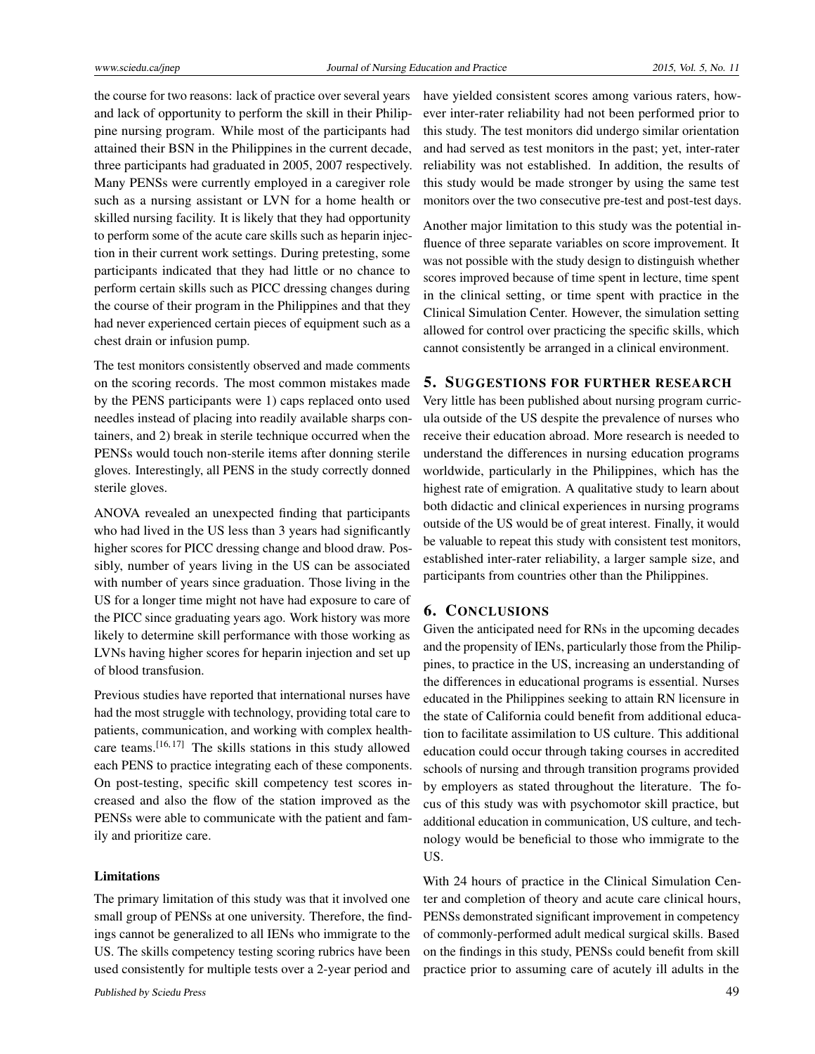the course for two reasons: lack of practice over several years and lack of opportunity to perform the skill in their Philippine nursing program. While most of the participants had attained their BSN in the Philippines in the current decade, three participants had graduated in 2005, 2007 respectively. Many PENSs were currently employed in a caregiver role such as a nursing assistant or LVN for a home health or skilled nursing facility. It is likely that they had opportunity to perform some of the acute care skills such as heparin injection in their current work settings. During pretesting, some participants indicated that they had little or no chance to perform certain skills such as PICC dressing changes during the course of their program in the Philippines and that they had never experienced certain pieces of equipment such as a chest drain or infusion pump.

The test monitors consistently observed and made comments on the scoring records. The most common mistakes made by the PENS participants were 1) caps replaced onto used needles instead of placing into readily available sharps containers, and 2) break in sterile technique occurred when the PENSs would touch non-sterile items after donning sterile gloves. Interestingly, all PENS in the study correctly donned sterile gloves.

ANOVA revealed an unexpected finding that participants who had lived in the US less than 3 years had significantly higher scores for PICC dressing change and blood draw. Possibly, number of years living in the US can be associated with number of years since graduation. Those living in the US for a longer time might not have had exposure to care of the PICC since graduating years ago. Work history was more likely to determine skill performance with those working as LVNs having higher scores for heparin injection and set up of blood transfusion.

Previous studies have reported that international nurses have had the most struggle with technology, providing total care to patients, communication, and working with complex healthcare teams.[16,17] The skills stations in this study allowed each PENS to practice integrating each of these components. On post-testing, specific skill competency test scores increased and also the flow of the station improved as the PENSs were able to communicate with the patient and family and prioritize care.

### Limitations

The primary limitation of this study was that it involved one small group of PENSs at one university. Therefore, the findings cannot be generalized to all IENs who immigrate to the US. The skills competency testing scoring rubrics have been used consistently for multiple tests over a 2-year period and have yielded consistent scores among various raters, however inter-rater reliability had not been performed prior to this study. The test monitors did undergo similar orientation and had served as test monitors in the past; yet, inter-rater reliability was not established. In addition, the results of this study would be made stronger by using the same test monitors over the two consecutive pre-test and post-test days.

Another major limitation to this study was the potential influence of three separate variables on score improvement. It was not possible with the study design to distinguish whether scores improved because of time spent in lecture, time spent in the clinical setting, or time spent with practice in the Clinical Simulation Center. However, the simulation setting allowed for control over practicing the specific skills, which cannot consistently be arranged in a clinical environment.

## 5. Suggestions for further research

Very little has been published about nursing program curricula outside of the US despite the prevalence of nurses who receive their education abroad. More research is needed to understand the differences in nursing education programs worldwide, particularly in the Philippines, which has the highest rate of emigration. A qualitative study to learn about both didactic and clinical experiences in nursing programs outside of the US would be of great interest. Finally, it would be valuable to repeat this study with consistent test monitors, established inter-rater reliability, a larger sample size, and participants from countries other than the Philippines.

## 6. Conclusions

Given the anticipated need for RNs in the upcoming decades and the propensity of IENs, particularly those from the Philippines, to practice in the US, increasing an understanding of the differences in educational programs is essential. Nurses educated in the Philippines seeking to attain RN licensure in the state of California could benefit from additional education to facilitate assimilation to US culture. This additional education could occur through taking courses in accredited schools of nursing and through transition programs provided by employers as stated throughout the literature. The focus of this study was with psychomotor skill practice, but additional education in communication, US culture, and technology would be beneficial to those who immigrate to the US.

With 24 hours of practice in the Clinical Simulation Center and completion of theory and acute care clinical hours, PENSs demonstrated significant improvement in competency of commonly-performed adult medical surgical skills. Based on the findings in this study, PENSs could benefit from skill practice prior to assuming care of acutely ill adults in the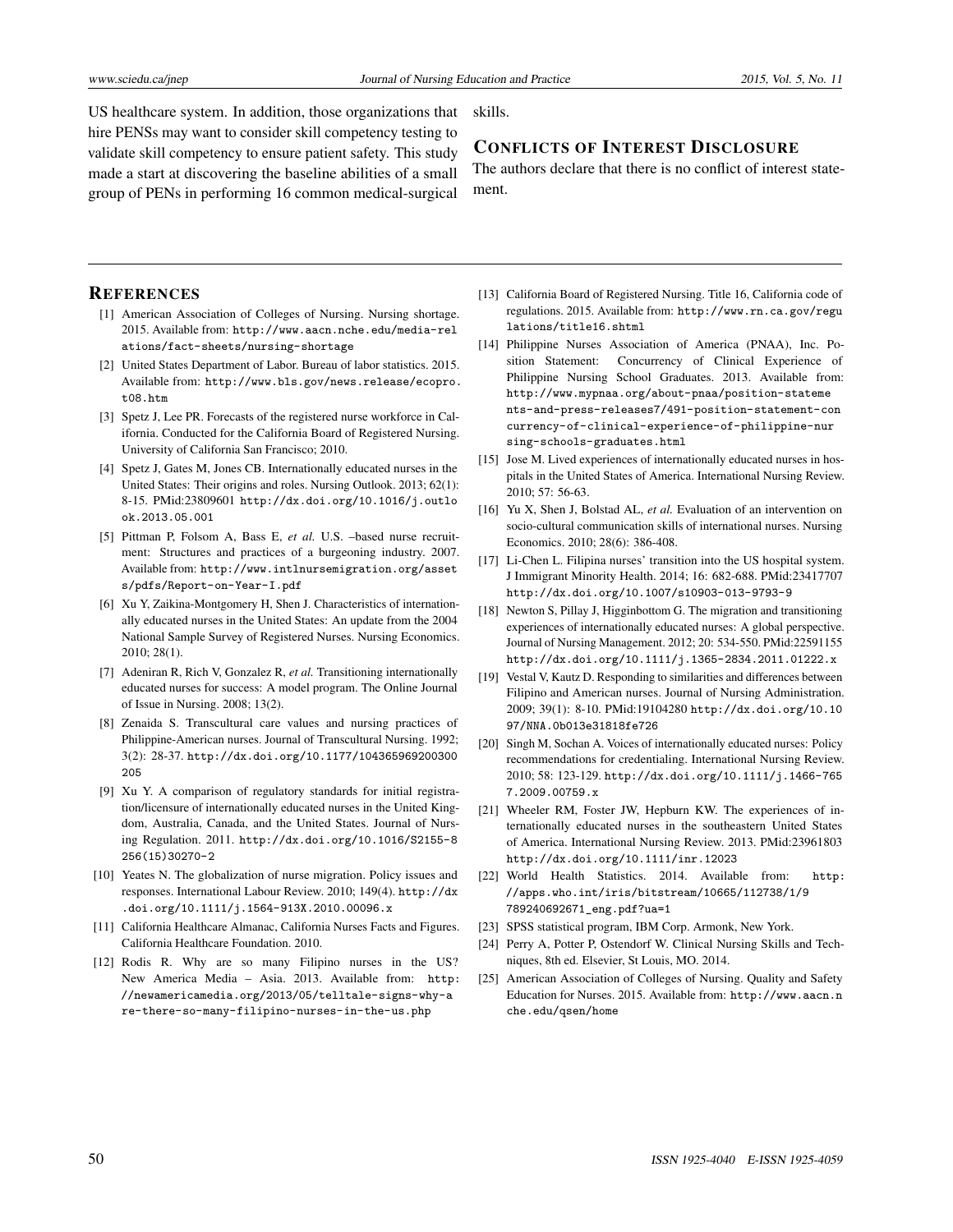US healthcare system. In addition, those organizations that hire PENSs may want to consider skill competency testing to validate skill competency to ensure patient safety. This study made a start at discovering the baseline abilities of a small group of PENs in performing 16 common medical-surgical skills.

## CONFLICTS OF INTEREST DISCLOSURE

The authors declare that there is no conflict of interest statement.

## REFERENCES

[1] American Association of Colleges of Nursing. Nursing shortage. 2015. Available from: http://www.aacn.nche.edu/media-relations/fact-sheets/nursing-shortage

[2] United States Department of Labor. Bureau of labor statistics. 2015. Available from: http://www.bls.gov/news.release/ecopro.t08.htm

[3] Spetz J, Lee PR. Forecasts of the registered nurse workforce in California. Conducted for the California Board of Registered Nursing. University of California San Francisco; 2010.

[4] Spetz J, Gates M, Jones CB. Internationally educated nurses in the United States: Their origins and roles. Nursing Outlook. 2013; 62(1): 8-15. PMid:23809601 http://dx.doi.org/10.1016/j.outlook.2013.05.001

[5] Pittman P, Folsom A, Bass E, *et al.* U.S. –based nurse recruitment: Structures and practices of a burgeoning industry. 2007. Available from: http://www.intlnursemigration.org/assets/pdfs/Report-on-Year-I.pdf

[6] Xu Y, Zaikina-Montgomery H, Shen J. Characteristics of internationally educated nurses in the United States: An update from the 2004 National Sample Survey of Registered Nurses. Nursing Economics. 2010; 28(1).

[7] Adeniran R, Rich V, Gonzalez R, *et al.* Transitioning internationally educated nurses for success: A model program. The Online Journal of Issue in Nursing. 2008; 13(2).

[8] Zenaida S. Transcultural care values and nursing practices of Philippine-American nurses. Journal of Transcultural Nursing. 1992; 3(2): 28-37. http://dx.doi.org/10.1177/104365969200300205

[9] Xu Y. A comparison of regulatory standards for initial registration/licensure of internationally educated nurses in the United Kingdom, Australia, Canada, and the United States. Journal of Nursing Regulation. 2011. http://dx.doi.org/10.1016/S2155-8256(15)30270-2

[10] Yeates N. The globalization of nurse migration. Policy issues and responses. International Labour Review. 2010; 149(4). http://dx.doi.org/10.1111/j.1564-913X.2010.00096.x

[11] California Healthcare Almanac, California Nurses Facts and Figures. California Healthcare Foundation. 2010.

[12] Rodis R. Why are so many Filipino nurses in the US? New America Media – Asia. 2013. Available from: http://newamericamedia.org/2013/05/telltale-signs-why-are-there-so-many-filipino-nurses-in-the-us.php

[13] California Board of Registered Nursing. Title 16, California code of regulations. 2015. Available from: http://www.rn.ca.gov/regulations/title16.shtml

[14] Philippine Nurses Association of America (PNAA), Inc. Position Statement: Concurrency of Clinical Experience of Philippine Nursing School Graduates. 2013. Available from: http://www.mypnaa.org/about-pnaa/position-statements-and-press-releases7/491-position-statement-concurrency-of-clinical-experience-of-philippine-nursing-schools-graduates.html

[15] Jose M. Lived experiences of internationally educated nurses in hospitals in the United States of America. International Nursing Review. 2010; 57: 56-63.

[16] Yu X, Shen J, Bolstad AL, *et al.* Evaluation of an intervention on socio-cultural communication skills of international nurses. Nursing Economics. 2010; 28(6): 386-408.

[17] Li-Chen L. Filipina nurses' transition into the US hospital system. J Immigrant Minority Health. 2014; 16: 682-688. PMid:23417707 http://dx.doi.org/10.1007/s10903-013-9793-9

[18] Newton S, Pillay J, Higginbottom G. The migration and transitioning experiences of internationally educated nurses: A global perspective. Journal of Nursing Management. 2012; 20: 534-550. PMid:22591155 http://dx.doi.org/10.1111/j.1365-2834.2011.01222.x

[19] Vestal V, Kautz D. Responding to similarities and differences between Filipino and American nurses. Journal of Nursing Administration. 2009; 39(1): 8-10. PMid:19104280 http://dx.doi.org/10.1097/NNA.0b013e31818fe726

[20] Singh M, Sochan A. Voices of internationally educated nurses: Policy recommendations for credentialing. International Nursing Review. 2010; 58: 123-129. http://dx.doi.org/10.1111/j.1466-7657.2009.00759.x

[21] Wheeler RM, Foster JW, Hepburn KW. The experiences of internationally educated nurses in the southeastern United States of America. International Nursing Review. 2013. PMid:23961803 http://dx.doi.org/10.1111/inr.12023

[22] World Health Statistics. 2014. Available from: http://apps.who.int/iris/bitstream/10665/112738/1/9789240692671_eng.pdf?ua=1

[23] SPSS statistical program, IBM Corp. Armonk, New York.

[24] Perry A, Potter P, Ostendorf W. Clinical Nursing Skills and Techniques, 8th ed. Elsevier, St Louis, MO. 2014.

[25] American Association of Colleges of Nursing. Quality and Safety Education for Nurses. 2015. Available from: http://www.aacn.nche.edu/qsen/home